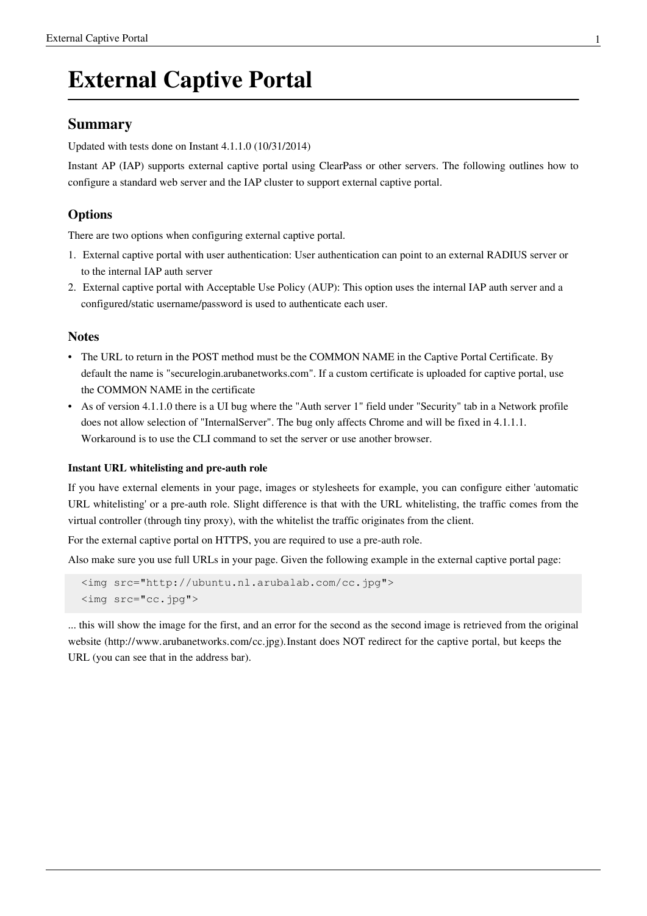# External Captive Portal

## Summary

Updated with tests done on Instant 4.1.1.0 (10/31/2014)

Instant AP (IAP) supports external captive portal using ClearPass or other servers. The following outlines how to configure a standard web server and the IAP cluster to support external captive portal.

### Options

There are two options when configuring external captive portal.

1. External captive portal with user authentication: User authentication can point to an external RADIUS server or to the internal IAP auth server
2. External captive portal with Acceptable Use Policy (AUP): This option uses the internal IAP auth server and a configured/static username/password is used to authenticate each user.

### Notes

- The URL to return in the POST method must be the COMMON NAME in the Captive Portal Certificate. By default the name is "securelogin.arubanetworks.com". If a custom certificate is uploaded for captive portal, use the COMMON NAME in the certificate
- As of version 4.1.1.0 there is a UI bug where the "Auth server 1" field under "Security" tab in a Network profile does not allow selection of "InternalServer". The bug only affects Chrome and will be fixed in 4.1.1.1. Workaround is to use the CLI command to set the server or use another browser.

#### Instant URL whitelisting and pre-auth role

If you have external elements in your page, images or stylesheets for example, you can configure either 'automatic URL whitelisting' or a pre-auth role. Slight difference is that with the URL whitelisting, the traffic comes from the virtual controller (through tiny proxy), with the whitelist the traffic originates from the client.

For the external captive portal on HTTPS, you are required to use a pre-auth role.

Also make sure you use full URLs in your page. Given the following example in the external captive portal page:

```
<img src="http://ubuntu.nl.arubalab.com/cc.jpg">
<img src="cc.jpg">
```

... this will show the image for the first, and an error for the second as the second image is retrieved from the original website (http://www.arubanetworks.com/cc.jpg).Instant does NOT redirect for the captive portal, but keeps the URL (you can see that in the address bar).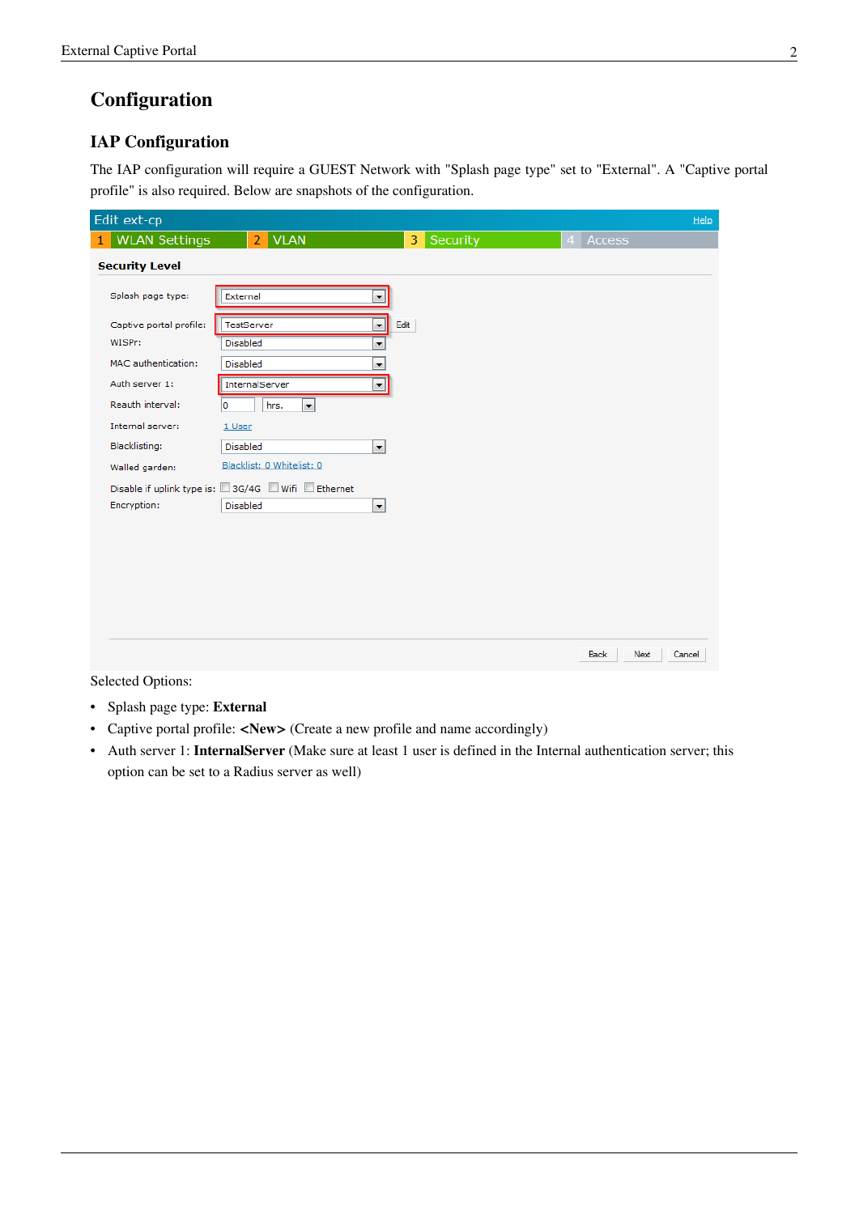# Configuration

## IAP Configuration

The IAP configuration will require a GUEST Network with "Splash page type" set to "External". A "Captive portal profile" is also required. Below are snapshots of the configuration.

Selected Options:

- Splash page type: **External**
- Captive portal profile: **<New>** (Create a new profile and name accordingly)
- Auth server 1: **InternalServer** (Make sure at least 1 user is defined in the Internal authentication server; this option can be set to a Radius server as well)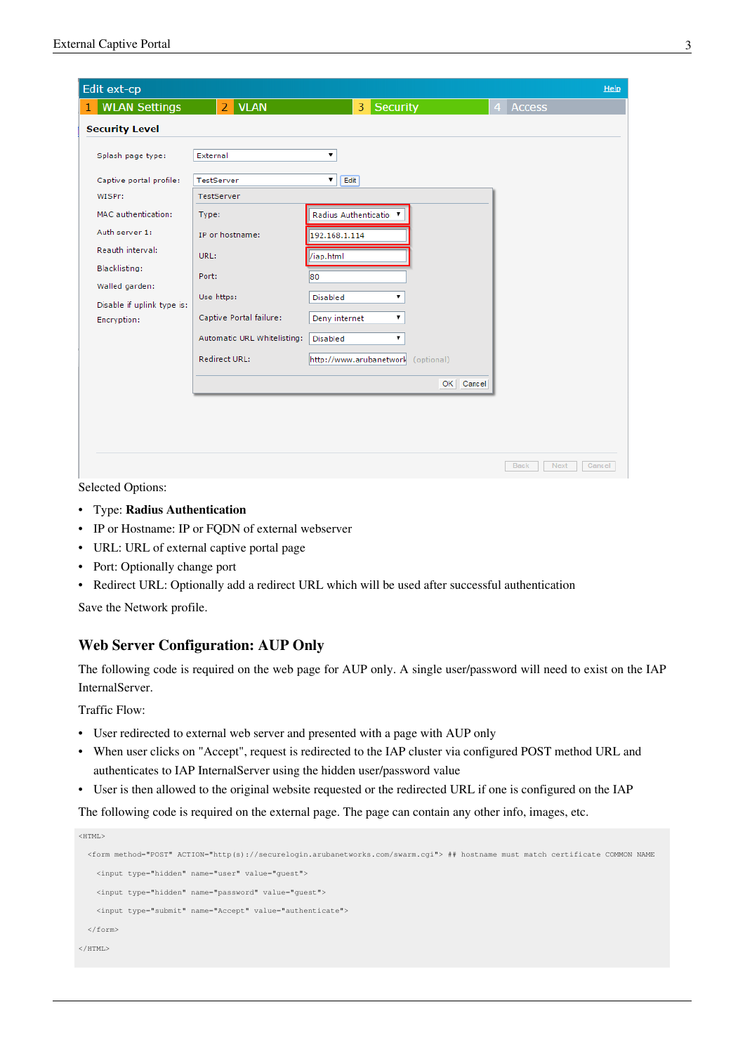Selected Options:

- Type: **Radius Authentication**
- IP or Hostname: IP or FQDN of external webserver
- URL: URL of external captive portal page
- Port: Optionally change port
- Redirect URL: Optionally add a redirect URL which will be used after successful authentication

Save the Network profile.

## Web Server Configuration: AUP Only

The following code is required on the web page for AUP only. A single user/password will need to exist on the IAP InternalServer.

Traffic Flow:

- User redirected to external web server and presented with a page with AUP only
- When user clicks on "Accept", request is redirected to the IAP cluster via configured POST method URL and authenticates to IAP InternalServer using the hidden user/password value
- User is then allowed to the original website requested or the redirected URL if one is configured on the IAP

The following code is required on the external page. The page can contain any other info, images, etc.

```
<HTML>
  <form method="POST" ACTION="http(s)://securelogin.arubanetworks.com/swarm.cgi"> ## hostname must match certificate COMMON NAME
    <input type="hidden" name="user" value="guest">
    <input type="hidden" name="password" value="guest">
    <input type="submit" name="Accept" value="authenticate">
  </form>
</HTML>
```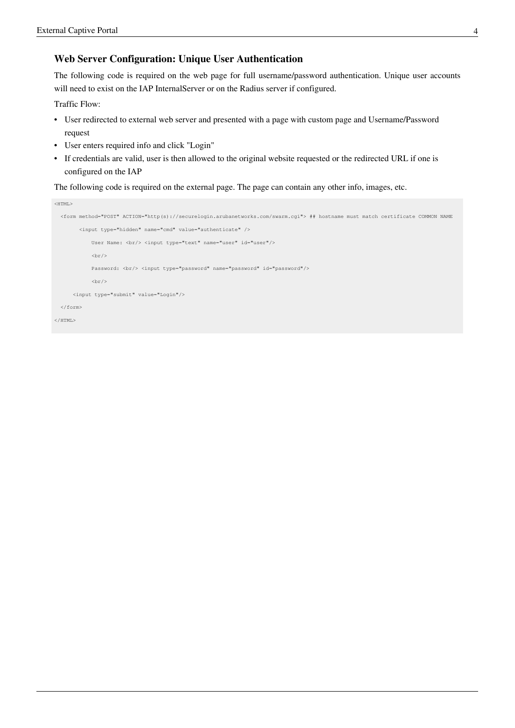### Web Server Configuration: Unique User Authentication

The following code is required on the web page for full username/password authentication. Unique user accounts will need to exist on the IAP InternalServer or on the Radius server if configured.

Traffic Flow:

- User redirected to external web server and presented with a page with custom page and Username/Password request
- User enters required info and click "Login"
- If credentials are valid, user is then allowed to the original website requested or the redirected URL if one is configured on the IAP

The following code is required on the external page. The page can contain any other info, images, etc.

```
<HTML>

  <form method="POST" ACTION="http(s)://securelogin.arubanetworks.com/swarm.cgi"> ## hostname must match certificate COMMON NAME

        <input type="hidden" name="cmd" value="authenticate" />

            User Name: <br/> <input type="text" name="user" id="user"/>

            <br/>

            Password: <br/> <input type="password" name="password" id="password"/>

            <br/>

      <input type="submit" value="Login"/>

  </form>

</HTML>
```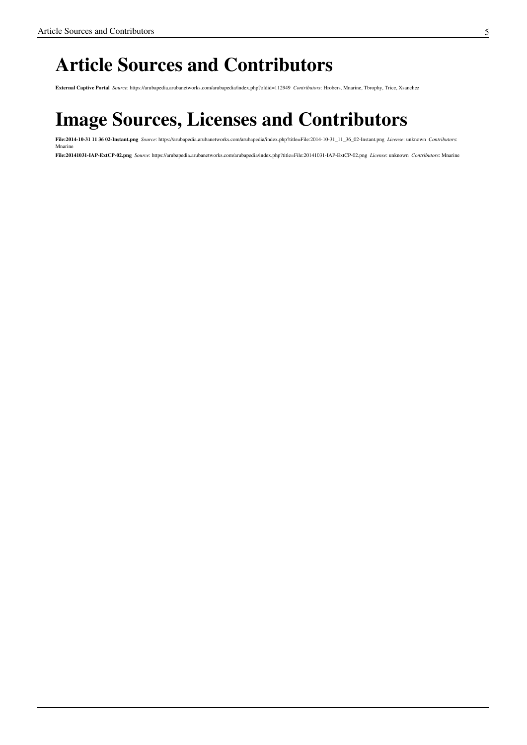# Article Sources and Contributors

**External Captive Portal** *Source*: https://arubapedia.arubanetworks.com/arubapedia/index.php?oldid=112949 *Contributors*: Hrobers, Mnarine, Tbrophy, Trice, Xsanchez

# Image Sources, Licenses and Contributors

**File:2014-10-31 11 36 02-Instant.png** *Source*: https://arubapedia.arubanetworks.com/arubapedia/index.php?title=File:2014-10-31_11_36_02-Instant.png *License*: unknown *Contributors*: Mnarine

**File:20141031-IAP-ExtCP-02.png** *Source*: https://arubapedia.arubanetworks.com/arubapedia/index.php?title=File:20141031-IAP-ExtCP-02.png *License*: unknown *Contributors*: Mnarine